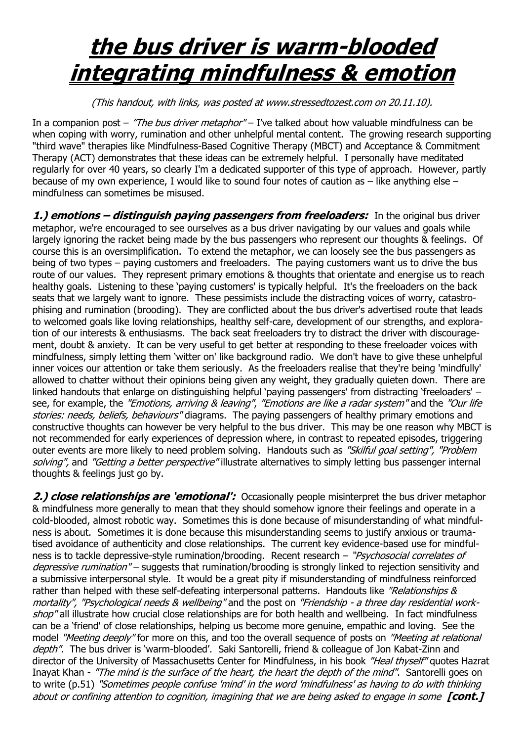# the bus driver is warm-blooded integrating mindfulness & emotion

*(This handout, with links, was posted at www.stressedtozest.com on 20.11.10).*

In a companion post – *"The bus driver metaphor"* – I've talked about how valuable mindfulness can be when coping with worry, rumination and other unhelpful mental content. The growing research supporting "third wave" therapies like Mindfulness-Based Cognitive Therapy (MBCT) and Acceptance & Commitment Therapy (ACT) demonstrates that these ideas can be extremely helpful. I personally have meditated regularly for over 40 years, so clearly I'm a dedicated supporter of this type of approach. However, partly because of my own experience, I would like to sound four notes of caution as – like anything else – mindfulness can sometimes be misused.

***1.) emotions – distinguish paying passengers from freeloaders:*** In the original bus driver metaphor, we're encouraged to see ourselves as a bus driver navigating by our values and goals while largely ignoring the racket being made by the bus passengers who represent our thoughts & feelings. Of course this is an oversimplification. To extend the metaphor, we can loosely see the bus passengers as being of two types – paying customers and freeloaders. The paying customers want us to drive the bus route of our values. They represent primary emotions & thoughts that orientate and energise us to reach healthy goals. Listening to these 'paying customers' is typically helpful. It's the freeloaders on the back seats that we largely want to ignore. These pessimists include the distracting voices of worry, catastrophising and rumination (brooding). They are conflicted about the bus driver's advertised route that leads to welcomed goals like loving relationships, healthy self-care, development of our strengths, and exploration of our interests & enthusiasms. The back seat freeloaders try to distract the driver with discouragement, doubt & anxiety. It can be very useful to get better at responding to these freeloader voices with mindfulness, simply letting them 'witter on' like background radio. We don't have to give these unhelpful inner voices our attention or take them seriously. As the freeloaders realise that they're being 'mindfully' allowed to chatter without their opinions being given any weight, they gradually quieten down. There are linked handouts that enlarge on distinguishing helpful 'paying passengers' from distracting 'freeloaders' – see, for example, the *"Emotions, arriving & leaving"*, *"Emotions are like a radar system"* and the *"Our life stories: needs, beliefs, behaviours"* diagrams. The paying passengers of healthy primary emotions and constructive thoughts can however be very helpful to the bus driver. This may be one reason why MBCT is not recommended for early experiences of depression where, in contrast to repeated episodes, triggering outer events are more likely to need problem solving. Handouts such as *"Skilful goal setting"*, *"Problem solving"*, and *"Getting a better perspective"* illustrate alternatives to simply letting bus passenger internal thoughts & feelings just go by.

***2.) close relationships are 'emotional':*** Occasionally people misinterpret the bus driver metaphor & mindfulness more generally to mean that they should somehow ignore their feelings and operate in a cold-blooded, almost robotic way. Sometimes this is done because of misunderstanding of what mindfulness is about. Sometimes it is done because this misunderstanding seems to justify anxious or traumatised avoidance of authenticity and close relationships. The current key evidence-based use for mindfulness is to tackle depressive-style rumination/brooding. Recent research – *"Psychosocial correlates of depressive rumination"* – suggests that rumination/brooding is strongly linked to rejection sensitivity and a submissive interpersonal style. It would be a great pity if misunderstanding of mindfulness reinforced rather than helped with these self-defeating interpersonal patterns. Handouts like *"Relationships & mortality"*, *"Psychological needs & wellbeing"* and the post on *"Friendship - a three day residential workshop"* all illustrate how crucial close relationships are for both health and wellbeing. In fact mindfulness can be a 'friend' of close relationships, helping us become more genuine, empathic and loving. See the model *"Meeting deeply"* for more on this, and too the overall sequence of posts on *"Meeting at relational depth"*. The bus driver is 'warm-blooded'. Saki Santorelli, friend & colleague of Jon Kabat-Zinn and director of the University of Massachusetts Center for Mindfulness, in his book *"Heal thyself"* quotes Hazrat Inayat Khan - *"The mind is the surface of the heart, the heart the depth of the mind"*. Santorelli goes on to write (p.51) *"Sometimes people confuse 'mind' in the word 'mindfulness' as having to do with thinking about or confining attention to cognition, imagining that we are being asked to engage in some* **[cont.]**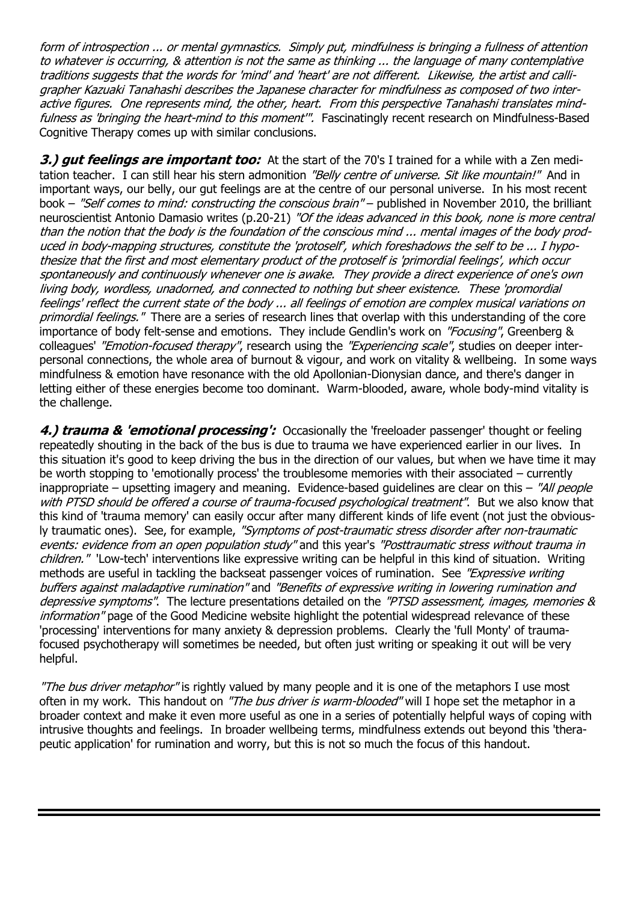*form of introspection ... or mental gymnastics. Simply put, mindfulness is bringing a fullness of attention to whatever is occurring, & attention is not the same as thinking ... the language of many contemplative traditions suggests that the words for 'mind' and 'heart' are not different. Likewise, the artist and calligrapher Kazuaki Tanahashi describes the Japanese character for mindfulness as composed of two interactive figures. One represents mind, the other, heart. From this perspective Tanahashi translates mindfulness as 'bringing the heart-mind to this moment'".* Fascinatingly recent research on Mindfulness-Based Cognitive Therapy comes up with similar conclusions.

***3.) gut feelings are important too:*** At the start of the 70's I trained for a while with a Zen meditation teacher. I can still hear his stern admonition *"Belly centre of universe. Sit like mountain!"* And in important ways, our belly, our gut feelings are at the centre of our personal universe. In his most recent book – *"Self comes to mind: constructing the conscious brain"* – published in November 2010, the brilliant neuroscientist Antonio Damasio writes (p.20-21) *"Of the ideas advanced in this book, none is more central than the notion that the body is the foundation of the conscious mind ... mental images of the body produced in body-mapping structures, constitute the 'protoself', which foreshadows the self to be ... I hypothesize that the first and most elementary product of the protoself is 'primordial feelings', which occur spontaneously and continuously whenever one is awake. They provide a direct experience of one's own living body, wordless, unadorned, and connected to nothing but sheer existence. These 'promordial feelings' reflect the current state of the body ... all feelings of emotion are complex musical variations on primordial feelings."* There are a series of research lines that overlap with this understanding of the core importance of body felt-sense and emotions. They include Gendlin's work on *"Focusing"*, Greenberg & colleagues' *"Emotion-focused therapy"*, research using the *"Experiencing scale"*, studies on deeper interpersonal connections, the whole area of burnout & vigour, and work on vitality & wellbeing. In some ways mindfulness & emotion have resonance with the old Apollonian-Dionysian dance, and there's danger in letting either of these energies become too dominant. Warm-blooded, aware, whole body-mind vitality is the challenge.

***4.) trauma & 'emotional processing':*** Occasionally the 'freeloader passenger' thought or feeling repeatedly shouting in the back of the bus is due to trauma we have experienced earlier in our lives. In this situation it's good to keep driving the bus in the direction of our values, but when we have time it may be worth stopping to 'emotionally process' the troublesome memories with their associated – currently inappropriate – upsetting imagery and meaning. Evidence-based guidelines are clear on this – *"All people with PTSD should be offered a course of trauma-focused psychological treatment"*. But we also know that this kind of 'trauma memory' can easily occur after many different kinds of life event (not just the obviously traumatic ones). See, for example, *"Symptoms of post-traumatic stress disorder after non-traumatic events: evidence from an open population study"* and this year's *"Posttraumatic stress without trauma in children."* 'Low-tech' interventions like expressive writing can be helpful in this kind of situation. Writing methods are useful in tackling the backseat passenger voices of rumination. See *"Expressive writing buffers against maladaptive rumination"* and *"Benefits of expressive writing in lowering rumination and depressive symptoms"*. The lecture presentations detailed on the *"PTSD assessment, images, memories & information"* page of the Good Medicine website highlight the potential widespread relevance of these 'processing' interventions for many anxiety & depression problems. Clearly the 'full Monty' of trauma-focused psychotherapy will sometimes be needed, but often just writing or speaking it out will be very helpful.

*"The bus driver metaphor"* is rightly valued by many people and it is one of the metaphors I use most often in my work. This handout on *"The bus driver is warm-blooded"* will I hope set the metaphor in a broader context and make it even more useful as one in a series of potentially helpful ways of coping with intrusive thoughts and feelings. In broader wellbeing terms, mindfulness extends out beyond this 'therapeutic application' for rumination and worry, but this is not so much the focus of this handout.